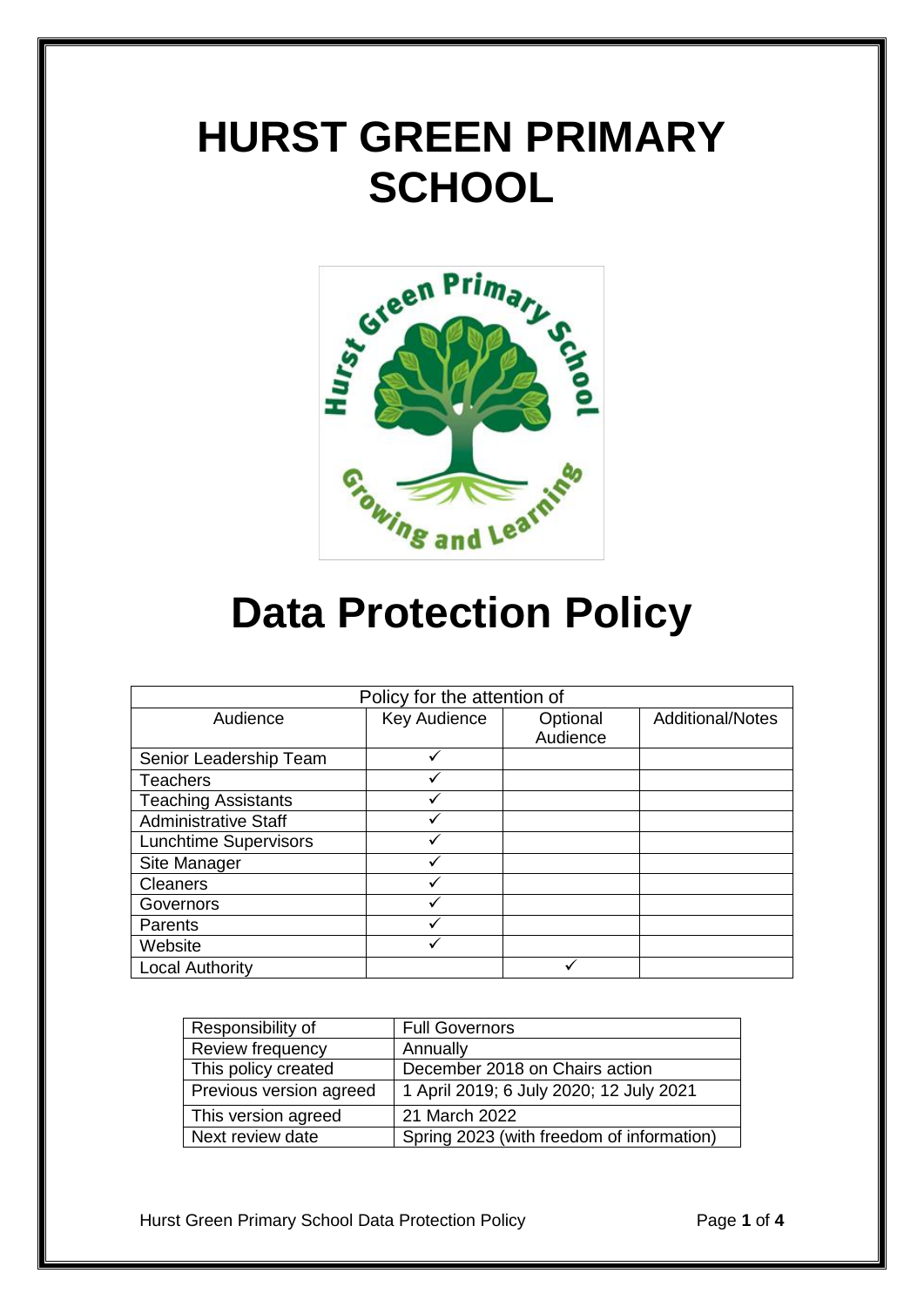# HURST GREEN PRIMARY SCHOOL

# Data Protection Policy

| Policy for the attention of | | | |
|---|---|---|---|
| Audience | Key Audience | Optional Audience | Additional/Notes |
| Senior Leadership Team | ✓ | | |
| Teachers | ✓ | | |
| Teaching Assistants | ✓ | | |
| Administrative Staff | ✓ | | |
| Lunchtime Supervisors | ✓ | | |
| Site Manager | ✓ | | |
| Cleaners | ✓ | | |
| Governors | ✓ | | |
| Parents | ✓ | | |
| Website | ✓ | | |
| Local Authority | | ✓ | |

| Responsibility of | Full Governors |
|---|---|
| Review frequency | Annually |
| This policy created | December 2018 on Chairs action |
| Previous version agreed | 1 April 2019; 6 July 2020; 12 July 2021 |
| This version agreed | 21 March 2022 |
| Next review date | Spring 2023 (with freedom of information) |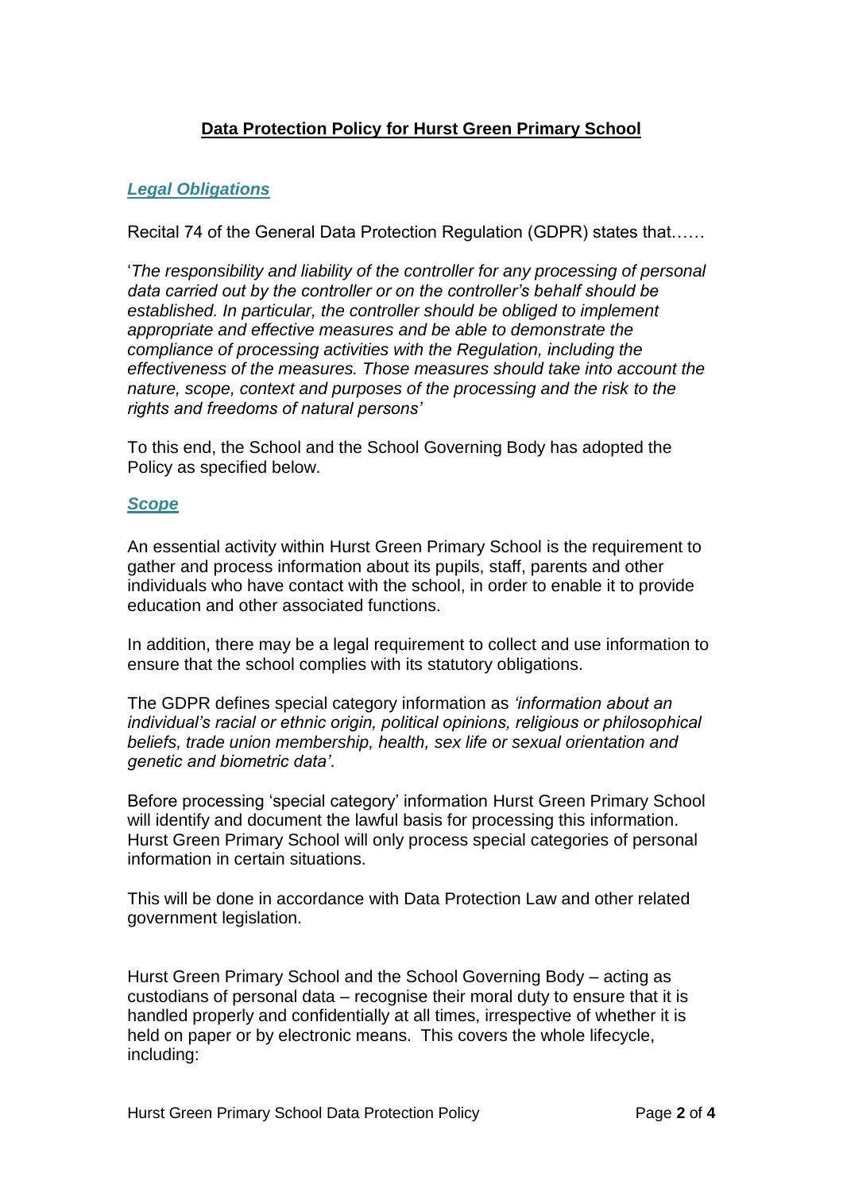**Data Protection Policy for Hurst Green Primary School**

## *Legal Obligations*

Recital 74 of the General Data Protection Regulation (GDPR) states that……

'*The responsibility and liability of the controller for any processing of personal data carried out by the controller or on the controller's behalf should be established. In particular, the controller should be obliged to implement appropriate and effective measures and be able to demonstrate the compliance of processing activities with the Regulation, including the effectiveness of the measures. Those measures should take into account the nature, scope, context and purposes of the processing and the risk to the rights and freedoms of natural persons'*

To this end, the School and the School Governing Body has adopted the Policy as specified below.

## *Scope*

An essential activity within Hurst Green Primary School is the requirement to gather and process information about its pupils, staff, parents and other individuals who have contact with the school, in order to enable it to provide education and other associated functions.

In addition, there may be a legal requirement to collect and use information to ensure that the school complies with its statutory obligations.

The GDPR defines special category information as *'information about an individual's racial or ethnic origin, political opinions, religious or philosophical beliefs, trade union membership, health, sex life or sexual orientation and genetic and biometric data'*.

Before processing 'special category' information Hurst Green Primary School will identify and document the lawful basis for processing this information. Hurst Green Primary School will only process special categories of personal information in certain situations.

This will be done in accordance with Data Protection Law and other related government legislation.

Hurst Green Primary School and the School Governing Body – acting as custodians of personal data – recognise their moral duty to ensure that it is handled properly and confidentially at all times, irrespective of whether it is held on paper or by electronic means. This covers the whole lifecycle, including: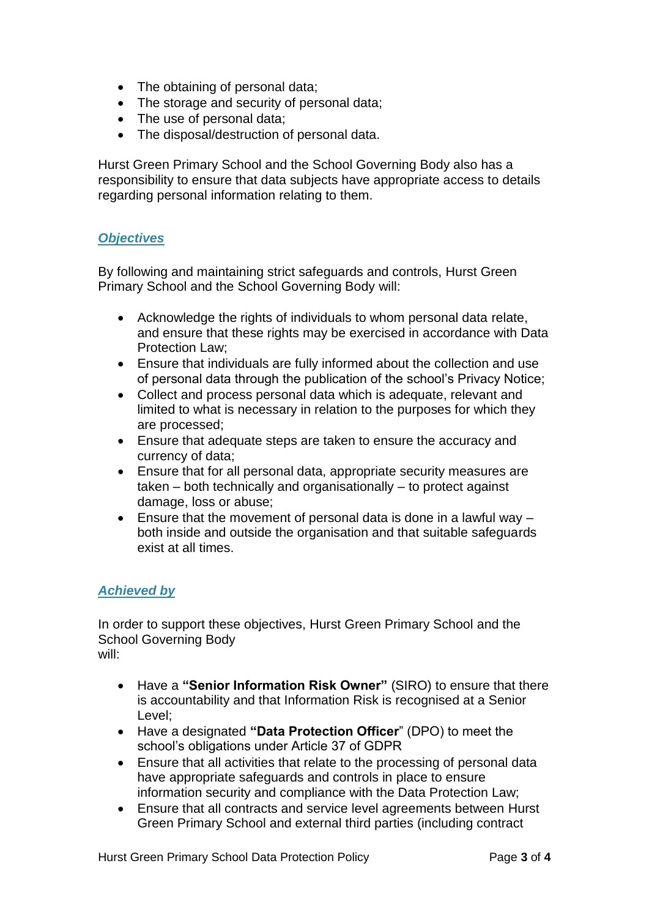- The obtaining of personal data;
- The storage and security of personal data;
- The use of personal data;
- The disposal/destruction of personal data.

Hurst Green Primary School and the School Governing Body also has a responsibility to ensure that data subjects have appropriate access to details regarding personal information relating to them.

## ***Objectives***

By following and maintaining strict safeguards and controls, Hurst Green Primary School and the School Governing Body will:

- Acknowledge the rights of individuals to whom personal data relate, and ensure that these rights may be exercised in accordance with Data Protection Law;
- Ensure that individuals are fully informed about the collection and use of personal data through the publication of the school's Privacy Notice;
- Collect and process personal data which is adequate, relevant and limited to what is necessary in relation to the purposes for which they are processed;
- Ensure that adequate steps are taken to ensure the accuracy and currency of data;
- Ensure that for all personal data, appropriate security measures are taken – both technically and organisationally – to protect against damage, loss or abuse;
- Ensure that the movement of personal data is done in a lawful way – both inside and outside the organisation and that suitable safeguards exist at all times.

## ***Achieved by***

In order to support these objectives, Hurst Green Primary School and the School Governing Body will:

- Have a **"Senior Information Risk Owner"** (SIRO) to ensure that there is accountability and that Information Risk is recognised at a Senior Level;
- Have a designated **"Data Protection Officer"** (DPO) to meet the school's obligations under Article 37 of GDPR
- Ensure that all activities that relate to the processing of personal data have appropriate safeguards and controls in place to ensure information security and compliance with the Data Protection Law;
- Ensure that all contracts and service level agreements between Hurst Green Primary School and external third parties (including contract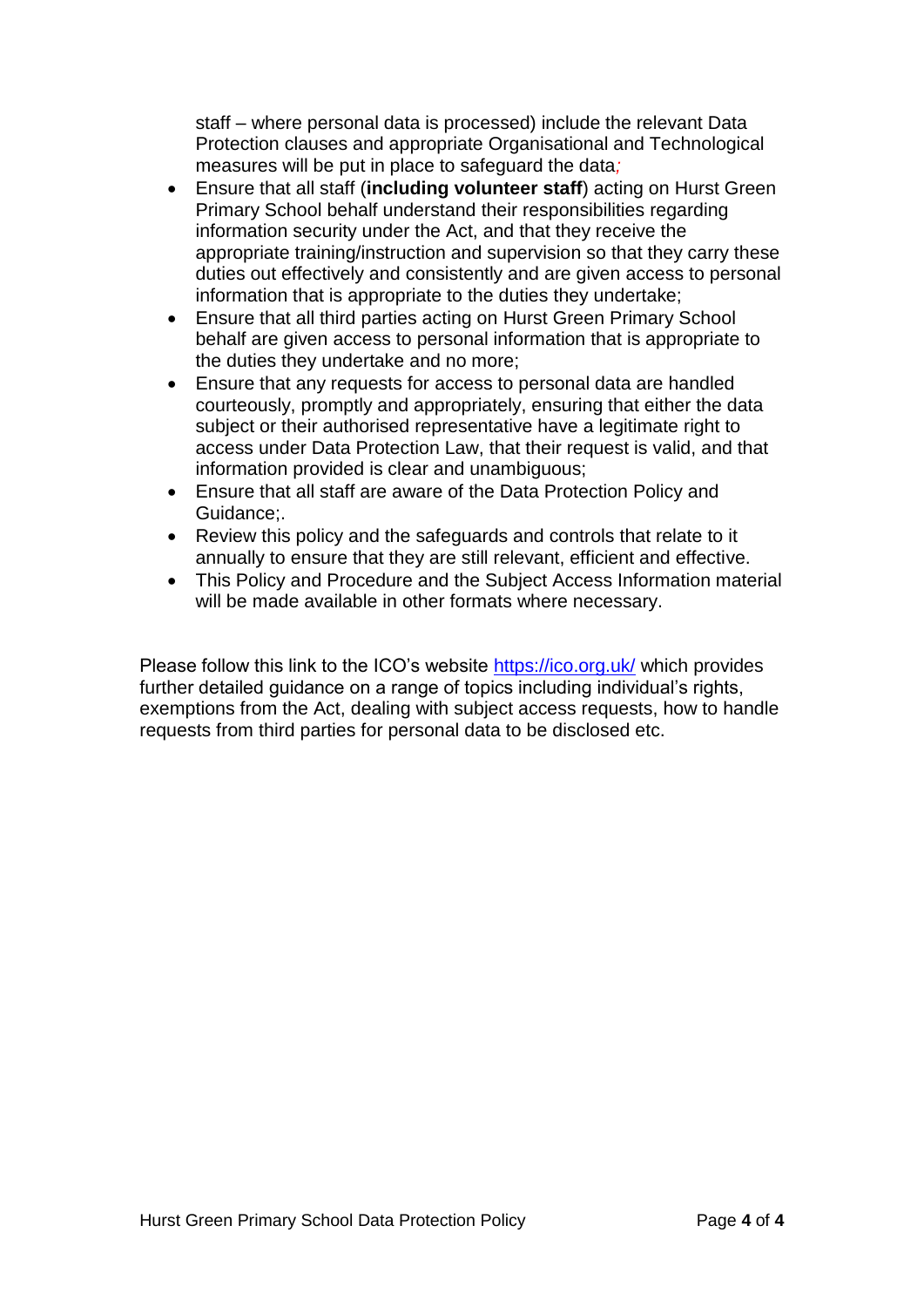staff – where personal data is processed) include the relevant Data Protection clauses and appropriate Organisational and Technological measures will be put in place to safeguard the data;

- Ensure that all staff (**including volunteer staff**) acting on Hurst Green Primary School behalf understand their responsibilities regarding information security under the Act, and that they receive the appropriate training/instruction and supervision so that they carry these duties out effectively and consistently and are given access to personal information that is appropriate to the duties they undertake;
- Ensure that all third parties acting on Hurst Green Primary School behalf are given access to personal information that is appropriate to the duties they undertake and no more;
- Ensure that any requests for access to personal data are handled courteously, promptly and appropriately, ensuring that either the data subject or their authorised representative have a legitimate right to access under Data Protection Law, that their request is valid, and that information provided is clear and unambiguous;
- Ensure that all staff are aware of the Data Protection Policy and Guidance;.
- Review this policy and the safeguards and controls that relate to it annually to ensure that they are still relevant, efficient and effective.
- This Policy and Procedure and the Subject Access Information material will be made available in other formats where necessary.

Please follow this link to the ICO's website https://ico.org.uk/ which provides further detailed guidance on a range of topics including individual's rights, exemptions from the Act, dealing with subject access requests, how to handle requests from third parties for personal data to be disclosed etc.